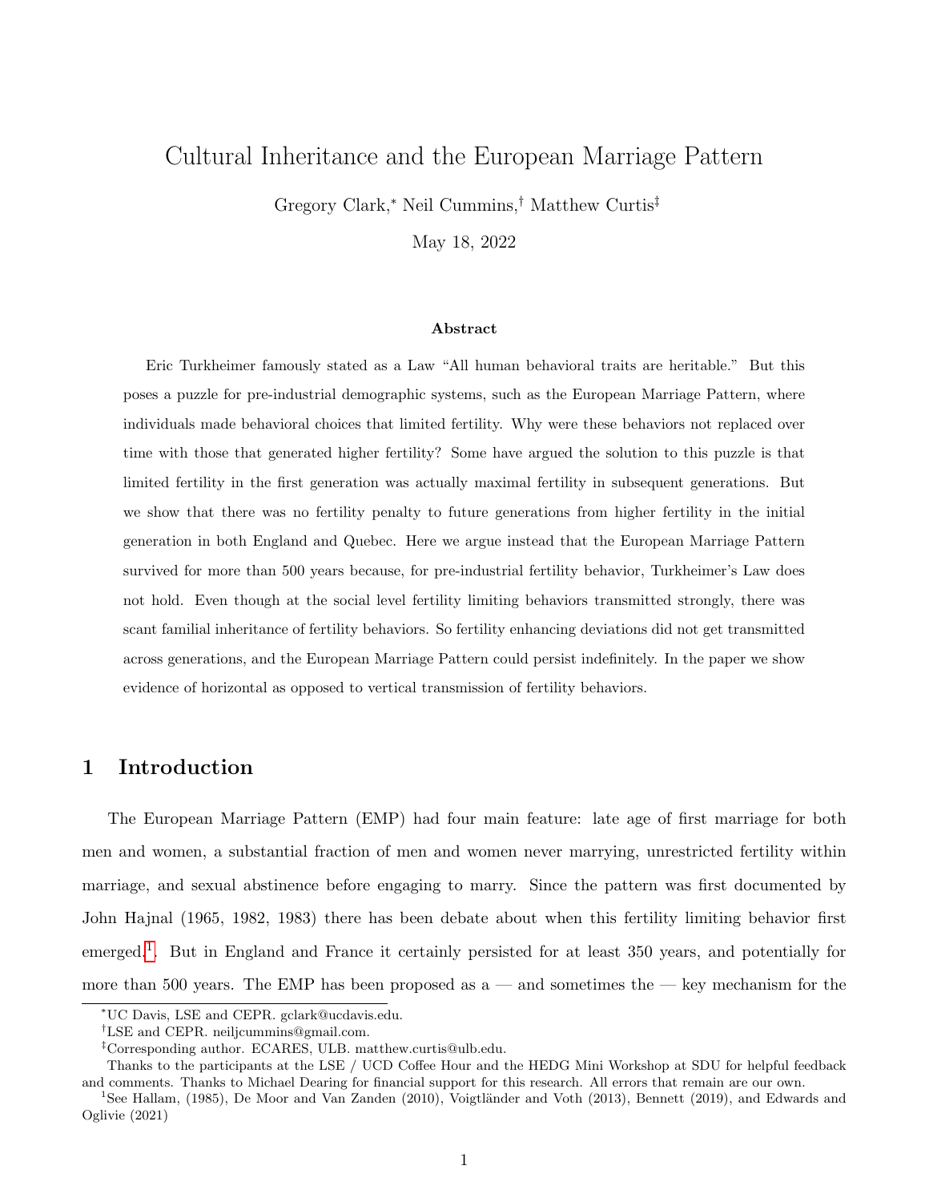# Cultural Inheritance and the European Marriage Pattern

Gregory Clark,[*] Neil Cummins,[†] Matthew Curtis[‡]

May 18, 2022

### Abstract

Eric Turkheimer famously stated as a Law "All human behavioral traits are heritable." But this poses a puzzle for pre-industrial demographic systems, such as the European Marriage Pattern, where individuals made behavioral choices that limited fertility. Why were these behaviors not replaced over time with those that generated higher fertility? Some have argued the solution to this puzzle is that limited fertility in the first generation was actually maximal fertility in subsequent generations. But we show that there was no fertility penalty to future generations from higher fertility in the initial generation in both England and Quebec. Here we argue instead that the European Marriage Pattern survived for more than 500 years because, for pre-industrial fertility behavior, Turkheimer's Law does not hold. Even though at the social level fertility limiting behaviors transmitted strongly, there was scant familial inheritance of fertility behaviors. So fertility enhancing deviations did not get transmitted across generations, and the European Marriage Pattern could persist indefinitely. In the paper we show evidence of horizontal as opposed to vertical transmission of fertility behaviors.

## 1 Introduction

The European Marriage Pattern (EMP) had four main feature: late age of first marriage for both men and women, a substantial fraction of men and women never marrying, unrestricted fertility within marriage, and sexual abstinence before engaging to marry. Since the pattern was first documented by John Hajnal (1965, 1982, 1983) there has been debate about when this fertility limiting behavior first emerged.[1]. But in England and France it certainly persisted for at least 350 years, and potentially for more than 500 years. The EMP has been proposed as a — and sometimes the — key mechanism for the

[*]UC Davis, LSE and CEPR. gclark@ucdavis.edu.

[†]LSE and CEPR. neiljcummins@gmail.com.

[‡]Corresponding author. ECARES, ULB. matthew.curtis@ulb.edu.

Thanks to the participants at the LSE / UCD Coffee Hour and the HEDG Mini Workshop at SDU for helpful feedback and comments. Thanks to Michael Dearing for financial support for this research. All errors that remain are our own.

[1]See Hallam, (1985), De Moor and Van Zanden (2010), Voigtländer and Voth (2013), Bennett (2019), and Edwards and Oglivie (2021)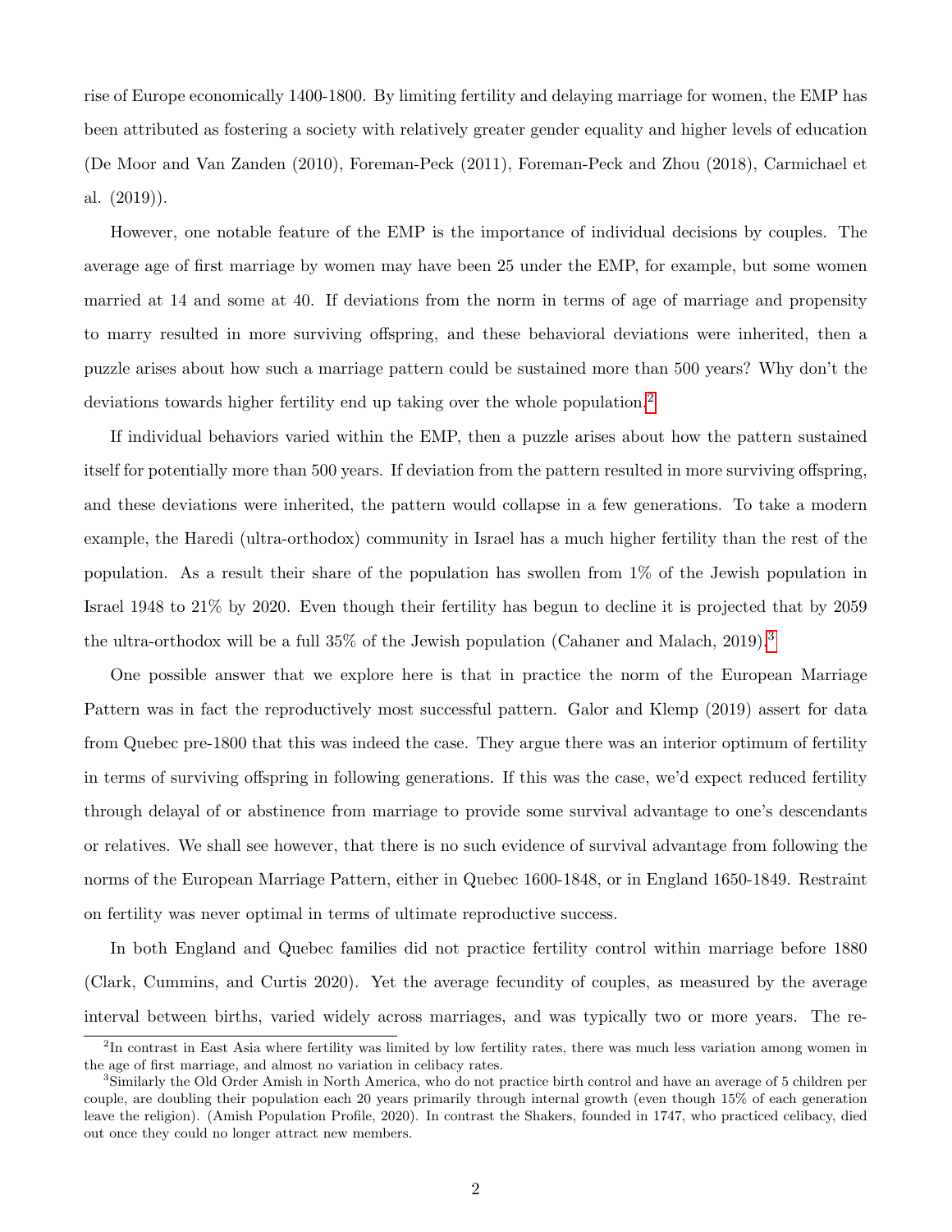rise of Europe economically 1400-1800. By limiting fertility and delaying marriage for women, the EMP has been attributed as fostering a society with relatively greater gender equality and higher levels of education (De Moor and Van Zanden (2010), Foreman-Peck (2011), Foreman-Peck and Zhou (2018), Carmichael et al. (2019)).

However, one notable feature of the EMP is the importance of individual decisions by couples. The average age of first marriage by women may have been 25 under the EMP, for example, but some women married at 14 and some at 40. If deviations from the norm in terms of age of marriage and propensity to marry resulted in more surviving offspring, and these behavioral deviations were inherited, then a puzzle arises about how such a marriage pattern could be sustained more than 500 years? Why don't the deviations towards higher fertility end up taking over the whole population.[2]

If individual behaviors varied within the EMP, then a puzzle arises about how the pattern sustained itself for potentially more than 500 years. If deviation from the pattern resulted in more surviving offspring, and these deviations were inherited, the pattern would collapse in a few generations. To take a modern example, the Haredi (ultra-orthodox) community in Israel has a much higher fertility than the rest of the population. As a result their share of the population has swollen from 1% of the Jewish population in Israel 1948 to 21% by 2020. Even though their fertility has begun to decline it is projected that by 2059 the ultra-orthodox will be a full 35% of the Jewish population (Cahaner and Malach, 2019).[3]

One possible answer that we explore here is that in practice the norm of the European Marriage Pattern was in fact the reproductively most successful pattern. Galor and Klemp (2019) assert for data from Quebec pre-1800 that this was indeed the case. They argue there was an interior optimum of fertility in terms of surviving offspring in following generations. If this was the case, we'd expect reduced fertility through delayal of or abstinence from marriage to provide some survival advantage to one's descendants or relatives. We shall see however, that there is no such evidence of survival advantage from following the norms of the European Marriage Pattern, either in Quebec 1600-1848, or in England 1650-1849. Restraint on fertility was never optimal in terms of ultimate reproductive success.

In both England and Quebec families did not practice fertility control within marriage before 1880 (Clark, Cummins, and Curtis 2020). Yet the average fecundity of couples, as measured by the average interval between births, varied widely across marriages, and was typically two or more years. The re-

---

[2] In contrast in East Asia where fertility was limited by low fertility rates, there was much less variation among women in the age of first marriage, and almost no variation in celibacy rates.

[3] Similarly the Old Order Amish in North America, who do not practice birth control and have an average of 5 children per couple, are doubling their population each 20 years primarily through internal growth (even though 15% of each generation leave the religion). (Amish Population Profile, 2020). In contrast the Shakers, founded in 1747, who practiced celibacy, died out once they could no longer attract new members.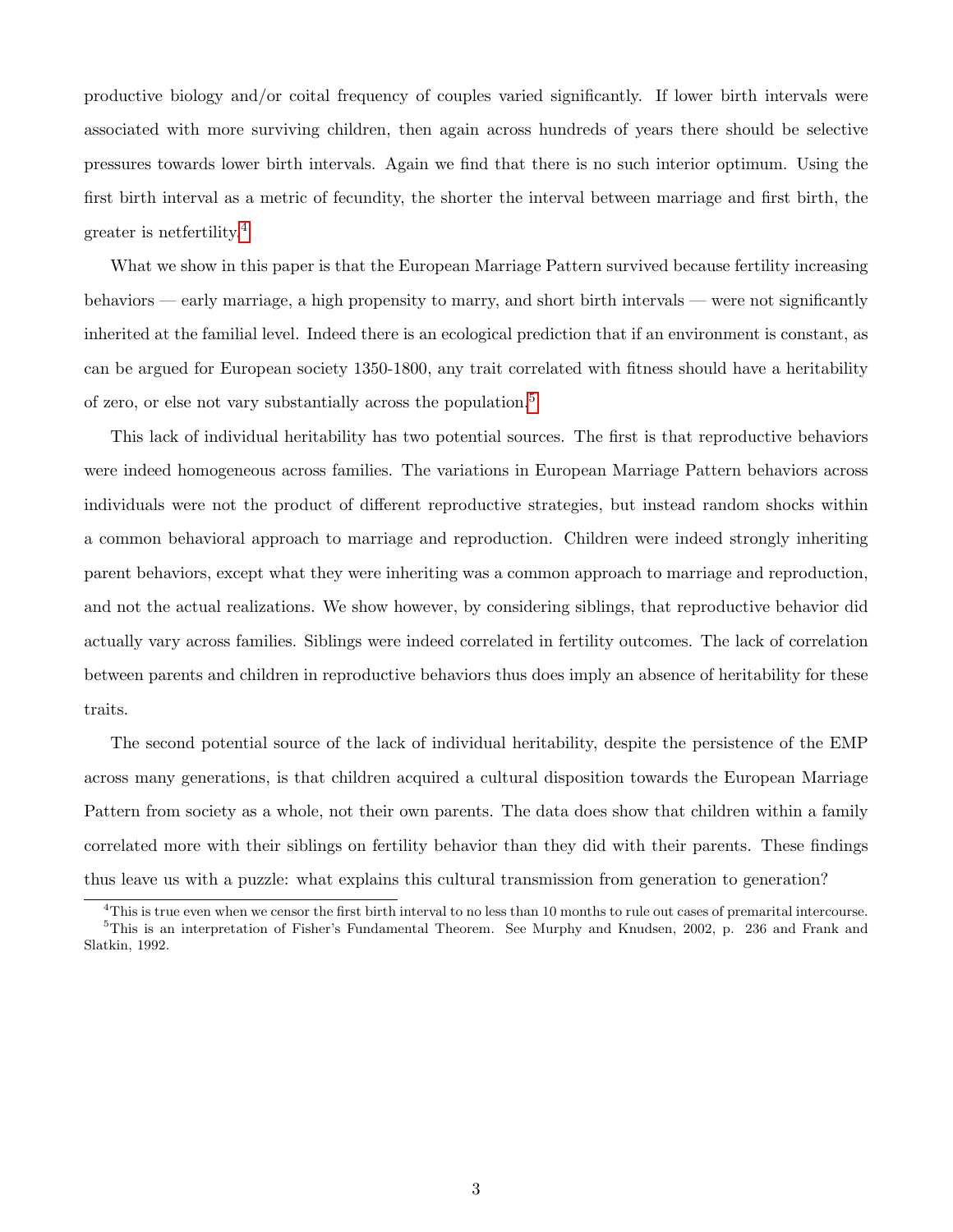productive biology and/or coital frequency of couples varied significantly. If lower birth intervals were associated with more surviving children, then again across hundreds of years there should be selective pressures towards lower birth intervals. Again we find that there is no such interior optimum. Using the first birth interval as a metric of fecundity, the shorter the interval between marriage and first birth, the greater is netfertility.[4]

What we show in this paper is that the European Marriage Pattern survived because fertility increasing behaviors — early marriage, a high propensity to marry, and short birth intervals — were not significantly inherited at the familial level. Indeed there is an ecological prediction that if an environment is constant, as can be argued for European society 1350-1800, any trait correlated with fitness should have a heritability of zero, or else not vary substantially across the population.[5]

This lack of individual heritability has two potential sources. The first is that reproductive behaviors were indeed homogeneous across families. The variations in European Marriage Pattern behaviors across individuals were not the product of different reproductive strategies, but instead random shocks within a common behavioral approach to marriage and reproduction. Children were indeed strongly inheriting parent behaviors, except what they were inheriting was a common approach to marriage and reproduction, and not the actual realizations. We show however, by considering siblings, that reproductive behavior did actually vary across families. Siblings were indeed correlated in fertility outcomes. The lack of correlation between parents and children in reproductive behaviors thus does imply an absence of heritability for these traits.

The second potential source of the lack of individual heritability, despite the persistence of the EMP across many generations, is that children acquired a cultural disposition towards the European Marriage Pattern from society as a whole, not their own parents. The data does show that children within a family correlated more with their siblings on fertility behavior than they did with their parents. These findings thus leave us with a puzzle: what explains this cultural transmission from generation to generation?

[4] This is true even when we censor the first birth interval to no less than 10 months to rule out cases of premarital intercourse.

[5] This is an interpretation of Fisher's Fundamental Theorem. See Murphy and Knudsen, 2002, p. 236 and Frank and Slatkin, 1992.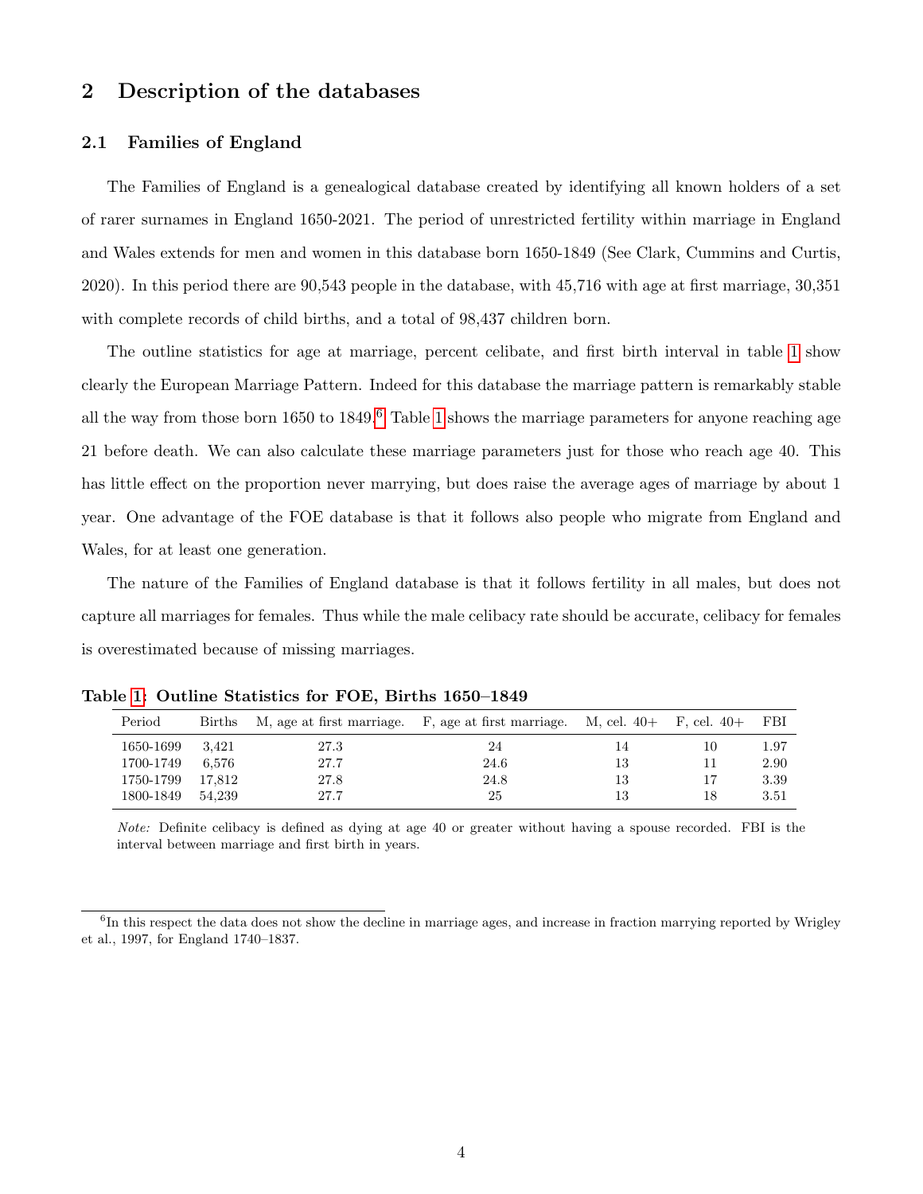## 2 Description of the databases

### 2.1 Families of England

The Families of England is a genealogical database created by identifying all known holders of a set of rarer surnames in England 1650-2021. The period of unrestricted fertility within marriage in England and Wales extends for men and women in this database born 1650-1849 (See Clark, Cummins and Curtis, 2020). In this period there are 90,543 people in the database, with 45,716 with age at first marriage, 30,351 with complete records of child births, and a total of 98,437 children born.

The outline statistics for age at marriage, percent celibate, and first birth interval in table 1 show clearly the European Marriage Pattern. Indeed for this database the marriage pattern is remarkably stable all the way from those born 1650 to 1849.[6] Table 1 shows the marriage parameters for anyone reaching age 21 before death. We can also calculate these marriage parameters just for those who reach age 40. This has little effect on the proportion never marrying, but does raise the average ages of marriage by about 1 year. One advantage of the FOE database is that it follows also people who migrate from England and Wales, for at least one generation.

The nature of the Families of England database is that it follows fertility in all males, but does not capture all marriages for females. Thus while the male celibacy rate should be accurate, celibacy for females is overestimated because of missing marriages.

**Table 1: Outline Statistics for FOE, Births 1650–1849**

| Period | Births | M, age at first marriage. | F, age at first marriage. | M, cel. 40+ | F, cel. 40+ | FBI |
|---|---|---|---|---|---|---|
| 1650-1699 | 3,421 | 27.3 | 24 | 14 | 10 | 1.97 |
| 1700-1749 | 6,576 | 27.7 | 24.6 | 13 | 11 | 2.90 |
| 1750-1799 | 17,812 | 27.8 | 24.8 | 13 | 17 | 3.39 |
| 1800-1849 | 54,239 | 27.7 | 25 | 13 | 18 | 3.51 |

*Note:* Definite celibacy is defined as dying at age 40 or greater without having a spouse recorded. FBI is the interval between marriage and first birth in years.

[6] In this respect the data does not show the decline in marriage ages, and increase in fraction marrying reported by Wrigley et al., 1997, for England 1740–1837.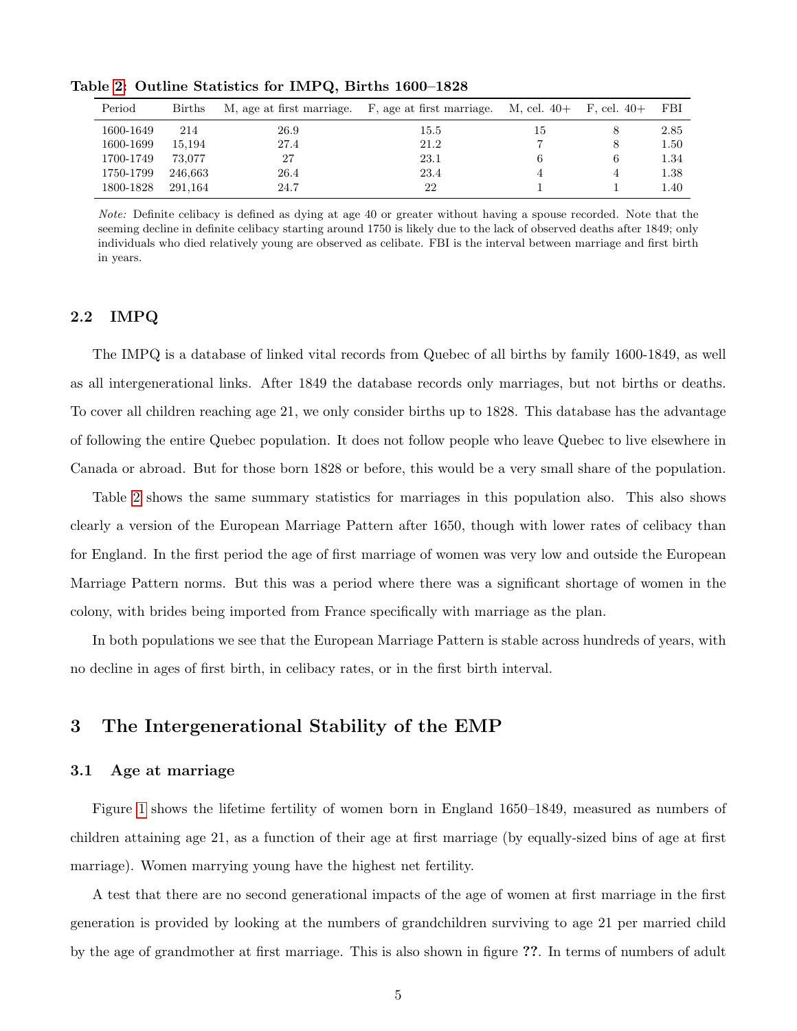**Table 2: Outline Statistics for IMPQ, Births 1600–1828**

| Period | Births | M, age at first marriage. | F, age at first marriage. | M, cel. 40+ | F, cel. 40+ | FBI |
|---|---|---|---|---|---|---|
| 1600-1649 | 214 | 26.9 | 15.5 | 15 | 8 | 2.85 |
| 1600-1699 | 15,194 | 27.4 | 21.2 | 7 | 8 | 1.50 |
| 1700-1749 | 73,077 | 27 | 23.1 | 6 | 6 | 1.34 |
| 1750-1799 | 246,663 | 26.4 | 23.4 | 4 | 4 | 1.38 |
| 1800-1828 | 291,164 | 24.7 | 22 | 1 | 1 | 1.40 |

*Note:* Definite celibacy is defined as dying at age 40 or greater without having a spouse recorded. Note that the seeming decline in definite celibacy starting around 1750 is likely due to the lack of observed deaths after 1849; only individuals who died relatively young are observed as celibate. FBI is the interval between marriage and first birth in years.

### 2.2 IMPQ

The IMPQ is a database of linked vital records from Quebec of all births by family 1600-1849, as well as all intergenerational links. After 1849 the database records only marriages, but not births or deaths. To cover all children reaching age 21, we only consider births up to 1828. This database has the advantage of following the entire Quebec population. It does not follow people who leave Quebec to live elsewhere in Canada or abroad. But for those born 1828 or before, this would be a very small share of the population.

Table 2 shows the same summary statistics for marriages in this population also. This also shows clearly a version of the European Marriage Pattern after 1650, though with lower rates of celibacy than for England. In the first period the age of first marriage of women was very low and outside the European Marriage Pattern norms. But this was a period where there was a significant shortage of women in the colony, with brides being imported from France specifically with marriage as the plan.

In both populations we see that the European Marriage Pattern is stable across hundreds of years, with no decline in ages of first birth, in celibacy rates, or in the first birth interval.

## 3 The Intergenerational Stability of the EMP

### 3.1 Age at marriage

Figure 1 shows the lifetime fertility of women born in England 1650–1849, measured as numbers of children attaining age 21, as a function of their age at first marriage (by equally-sized bins of age at first marriage). Women marrying young have the highest net fertility.

A test that there are no second generational impacts of the age of women at first marriage in the first generation is provided by looking at the numbers of grandchildren surviving to age 21 per married child by the age of grandmother at first marriage. This is also shown in figure **??**. In terms of numbers of adult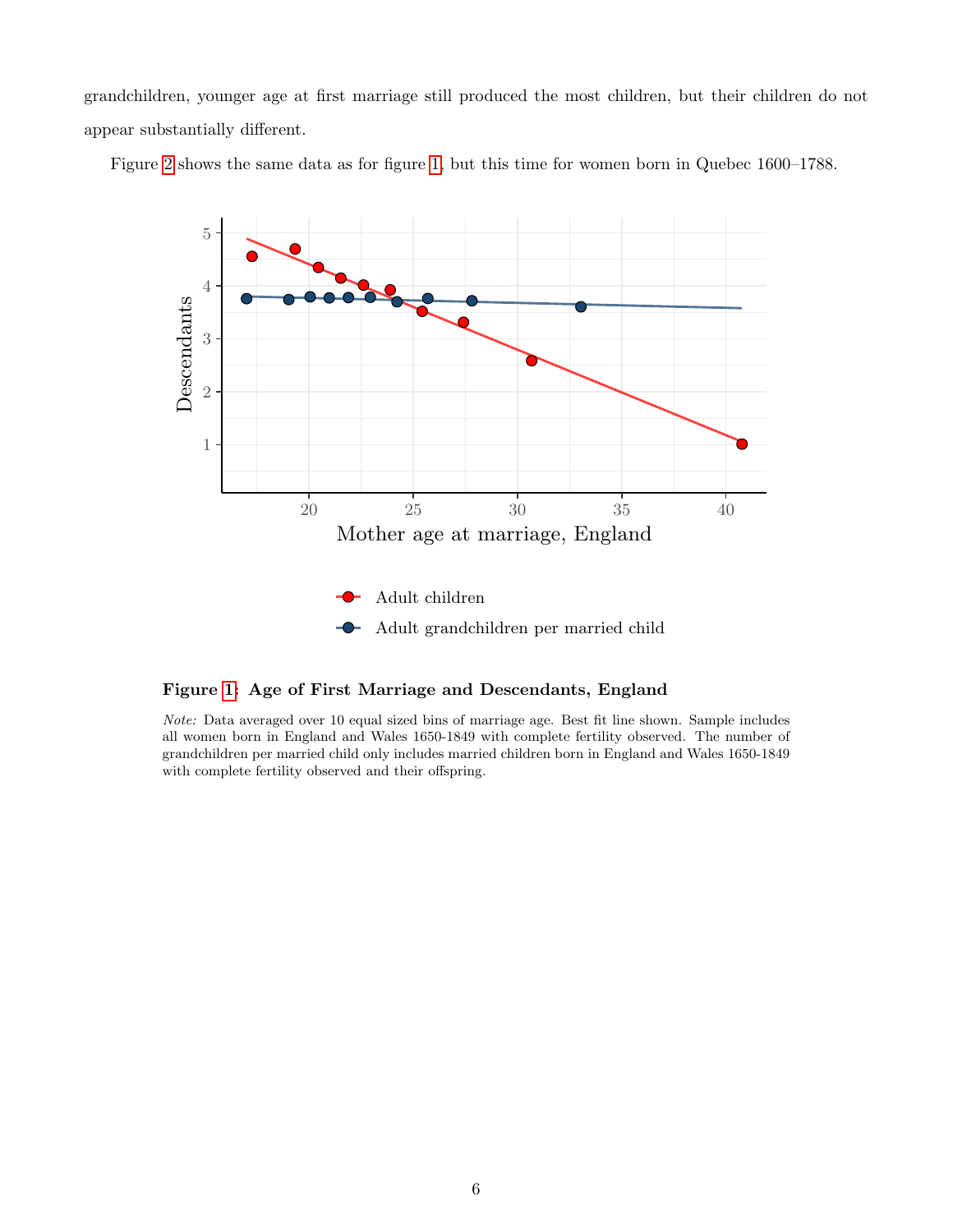grandchildren, younger age at first marriage still produced the most children, but their children do not appear substantially different.

Figure 2 shows the same data as for figure 1, but this time for women born in Quebec 1600–1788.

**Figure 1: Age of First Marriage and Descendants, England**

*Note:* Data averaged over 10 equal sized bins of marriage age. Best fit line shown. Sample includes all women born in England and Wales 1650-1849 with complete fertility observed. The number of grandchildren per married child only includes married children born in England and Wales 1650-1849 with complete fertility observed and their offspring.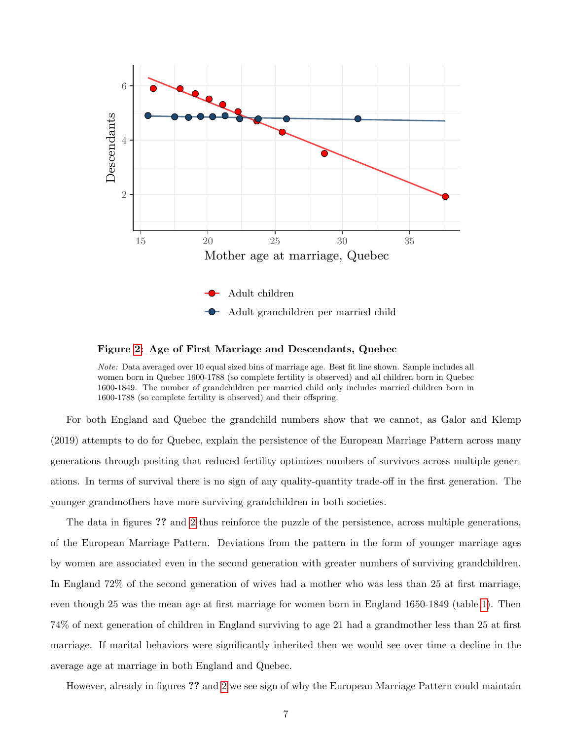**Figure 2: Age of First Marriage and Descendants, Quebec**

*Note:* Data averaged over 10 equal sized bins of marriage age. Best fit line shown. Sample includes all women born in Quebec 1600-1788 (so complete fertility is observed) and all children born in Quebec 1600-1849. The number of grandchildren per married child only includes married children born in 1600-1788 (so complete fertility is observed) and their offspring.

For both England and Quebec the grandchild numbers show that we cannot, as Galor and Klemp (2019) attempts to do for Quebec, explain the persistence of the European Marriage Pattern across many generations through positing that reduced fertility optimizes numbers of survivors across multiple generations. In terms of survival there is no sign of any quality-quantity trade-off in the first generation. The younger grandmothers have more surviving grandchildren in both societies.

The data in figures ?? and 2 thus reinforce the puzzle of the persistence, across multiple generations, of the European Marriage Pattern. Deviations from the pattern in the form of younger marriage ages by women are associated even in the second generation with greater numbers of surviving grandchildren. In England 72% of the second generation of wives had a mother who was less than 25 at first marriage, even though 25 was the mean age at first marriage for women born in England 1650-1849 (table 1). Then 74% of next generation of children in England surviving to age 21 had a grandmother less than 25 at first marriage. If marital behaviors were significantly inherited then we would see over time a decline in the average age at marriage in both England and Quebec.

However, already in figures ?? and 2 we see sign of why the European Marriage Pattern could maintain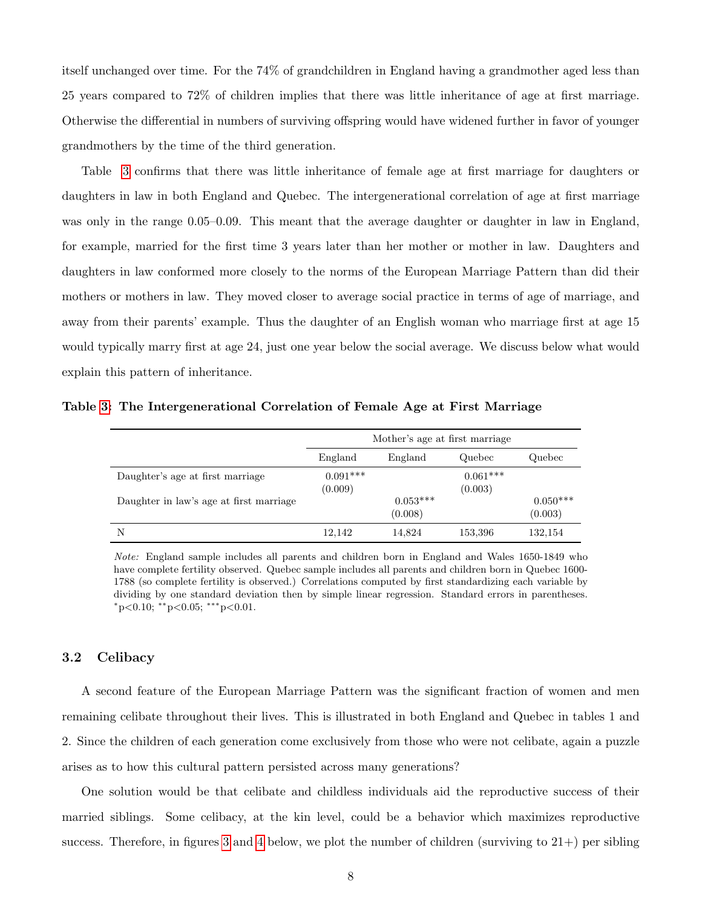itself unchanged over time. For the 74% of grandchildren in England having a grandmother aged less than 25 years compared to 72% of children implies that there was little inheritance of age at first marriage. Otherwise the differential in numbers of surviving offspring would have widened further in favor of younger grandmothers by the time of the third generation.

Table 3 confirms that there was little inheritance of female age at first marriage for daughters or daughters in law in both England and Quebec. The intergenerational correlation of age at first marriage was only in the range 0.05–0.09. This meant that the average daughter or daughter in law in England, for example, married for the first time 3 years later than her mother or mother in law. Daughters and daughters in law conformed more closely to the norms of the European Marriage Pattern than did their mothers or mothers in law. They moved closer to average social practice in terms of age of marriage, and away from their parents' example. Thus the daughter of an English woman who marriage first at age 15 would typically marry first at age 24, just one year below the social average. We discuss below what would explain this pattern of inheritance.

**Table 3: The Intergenerational Correlation of Female Age at First Marriage**

| | Mother's age at first marriage | | | |
|---|---|---|---|---|
| | England | England | Quebec | Quebec |
| Daughter's age at first marriage | 0.091*** | | 0.061*** | |
| | (0.009) | | (0.003) | |
| Daughter in law's age at first marriage | | 0.053*** | | 0.050*** |
| | | (0.008) | | (0.003) |
| N | 12,142 | 14,824 | 153,396 | 132,154 |

*Note:* England sample includes all parents and children born in England and Wales 1650-1849 who have complete fertility observed. Quebec sample includes all parents and children born in Quebec 1600-1788 (so complete fertility is observed.) Correlations computed by first standardizing each variable by dividing by one standard deviation then by simple linear regression. Standard errors in parentheses. $^{*}$p<0.10; $^{**}$p<0.05; $^{***}$p<0.01.

### 3.2 Celibacy

A second feature of the European Marriage Pattern was the significant fraction of women and men remaining celibate throughout their lives. This is illustrated in both England and Quebec in tables 1 and 2. Since the children of each generation come exclusively from those who were not celibate, again a puzzle arises as to how this cultural pattern persisted across many generations?

One solution would be that celibate and childless individuals aid the reproductive success of their married siblings. Some celibacy, at the kin level, could be a behavior which maximizes reproductive success. Therefore, in figures 3 and 4 below, we plot the number of children (surviving to 21+) per sibling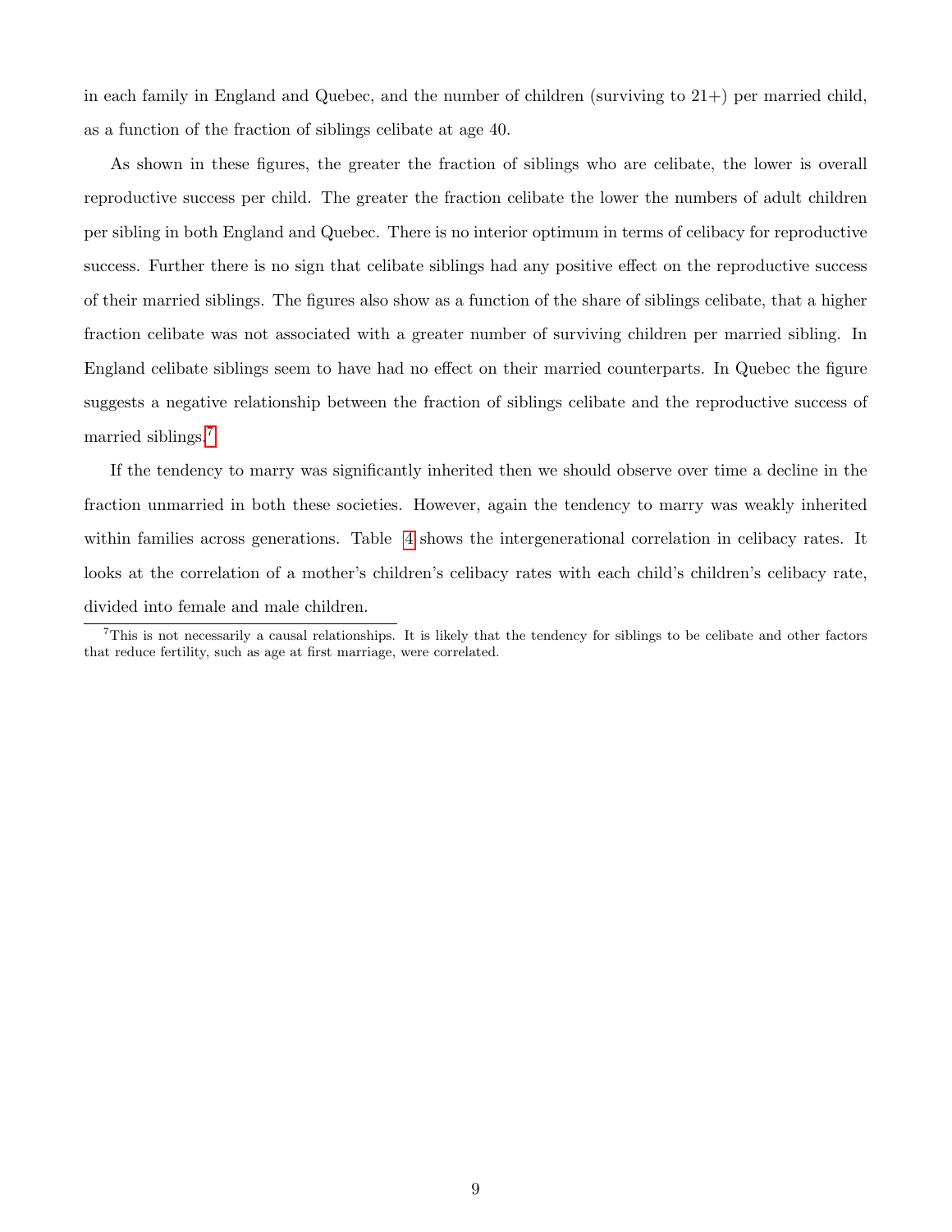in each family in England and Quebec, and the number of children (surviving to 21+) per married child, as a function of the fraction of siblings celibate at age 40.

As shown in these figures, the greater the fraction of siblings who are celibate, the lower is overall reproductive success per child. The greater the fraction celibate the lower the numbers of adult children per sibling in both England and Quebec. There is no interior optimum in terms of celibacy for reproductive success. Further there is no sign that celibate siblings had any positive effect on the reproductive success of their married siblings. The figures also show as a function of the share of siblings celibate, that a higher fraction celibate was not associated with a greater number of surviving children per married sibling. In England celibate siblings seem to have had no effect on their married counterparts. In Quebec the figure suggests a negative relationship between the fraction of siblings celibate and the reproductive success of married siblings.[7]

If the tendency to marry was significantly inherited then we should observe over time a decline in the fraction unmarried in both these societies. However, again the tendency to marry was weakly inherited within families across generations. Table 4 shows the intergenerational correlation in celibacy rates. It looks at the correlation of a mother's children's celibacy rates with each child's children's celibacy rate, divided into female and male children.

[7] This is not necessarily a causal relationships. It is likely that the tendency for siblings to be celibate and other factors that reduce fertility, such as age at first marriage, were correlated.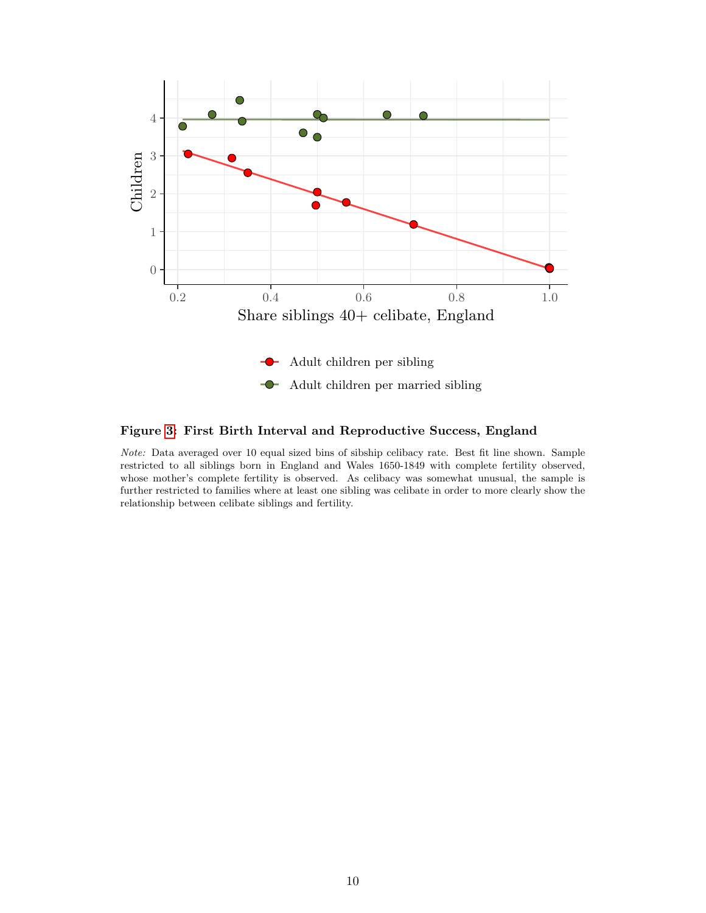**Figure 3: First Birth Interval and Reproductive Success, England**

*Note:* Data averaged over 10 equal sized bins of sibship celibacy rate. Best fit line shown. Sample restricted to all siblings born in England and Wales 1650-1849 with complete fertility observed, whose mother's complete fertility is observed. As celibacy was somewhat unusual, the sample is further restricted to families where at least one sibling was celibate in order to more clearly show the relationship between celibate siblings and fertility.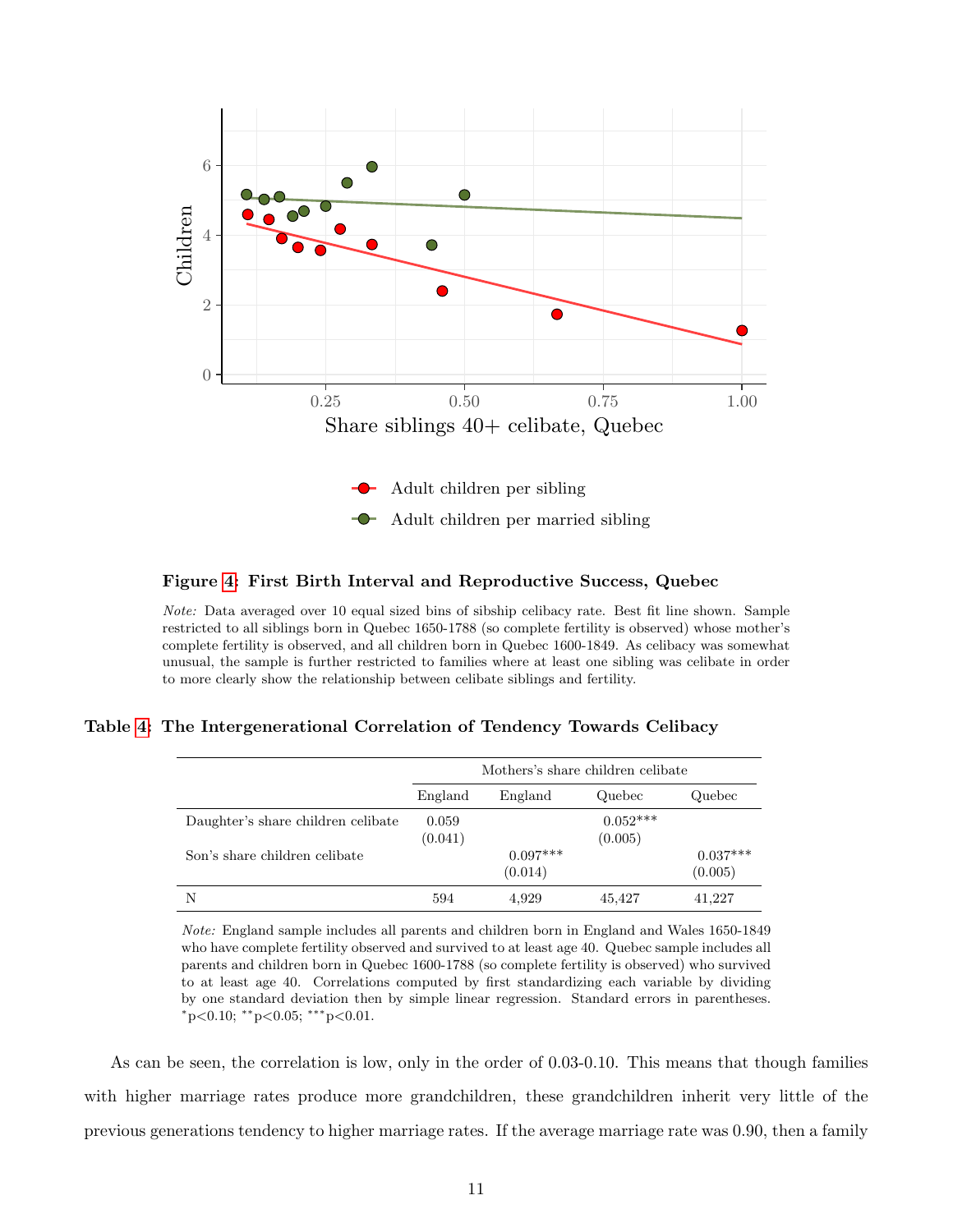**Figure 4: First Birth Interval and Reproductive Success, Quebec**

*Note:* Data averaged over 10 equal sized bins of sibship celibacy rate. Best fit line shown. Sample restricted to all siblings born in Quebec 1650-1788 (so complete fertility is observed) whose mother's complete fertility is observed, and all children born in Quebec 1600-1849. As celibacy was somewhat unusual, the sample is further restricted to families where at least one sibling was celibate in order to more clearly show the relationship between celibate siblings and fertility.

**Table 4: The Intergenerational Correlation of Tendency Towards Celibacy**

| | Mothers's share children celibate | | | |
|---|---|---|---|---|
| | England | England | Quebec | Quebec |
| Daughter's share children celibate | 0.059<br>(0.041) | | 0.052***<br>(0.005) | |
| Son's share children celibate | | 0.097***<br>(0.014) | | 0.037***<br>(0.005) |
| N | 594 | 4,929 | 45,427 | 41,227 |

*Note:* England sample includes all parents and children born in England and Wales 1650-1849 who have complete fertility observed and survived to at least age 40. Quebec sample includes all parents and children born in Quebec 1600-1788 (so complete fertility is observed) who survived to at least age 40. Correlations computed by first standardizing each variable by dividing by one standard deviation then by simple linear regression. Standard errors in parentheses. *p<0.10; **p<0.05; ***p<0.01.

As can be seen, the correlation is low, only in the order of 0.03-0.10. This means that though families with higher marriage rates produce more grandchildren, these grandchildren inherit very little of the previous generations tendency to higher marriage rates. If the average marriage rate was 0.90, then a family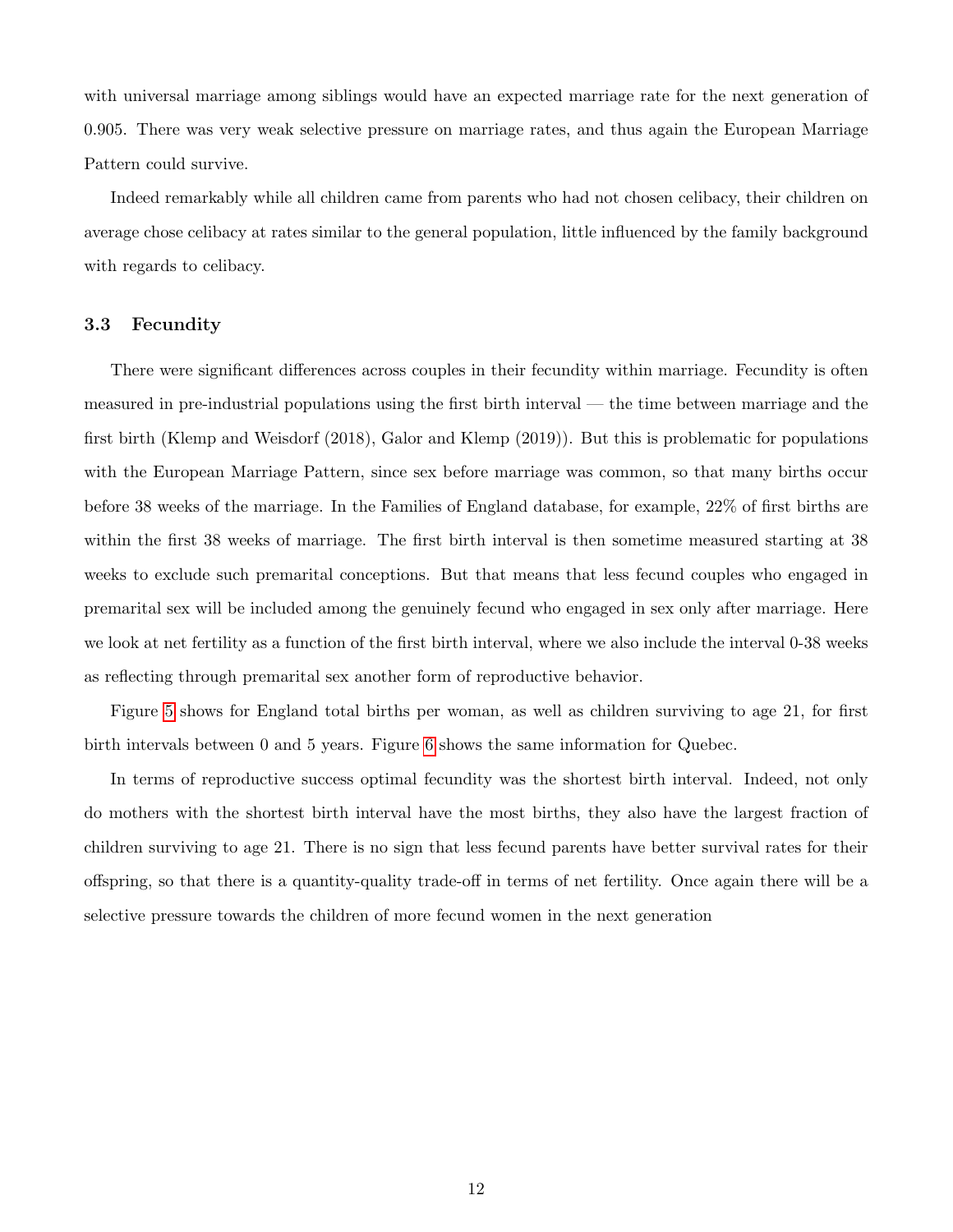with universal marriage among siblings would have an expected marriage rate for the next generation of 0.905. There was very weak selective pressure on marriage rates, and thus again the European Marriage Pattern could survive.

Indeed remarkably while all children came from parents who had not chosen celibacy, their children on average chose celibacy at rates similar to the general population, little influenced by the family background with regards to celibacy.

### 3.3 Fecundity

There were significant differences across couples in their fecundity within marriage. Fecundity is often measured in pre-industrial populations using the first birth interval — the time between marriage and the first birth (Klemp and Weisdorf (2018), Galor and Klemp (2019)). But this is problematic for populations with the European Marriage Pattern, since sex before marriage was common, so that many births occur before 38 weeks of the marriage. In the Families of England database, for example, 22% of first births are within the first 38 weeks of marriage. The first birth interval is then sometime measured starting at 38 weeks to exclude such premarital conceptions. But that means that less fecund couples who engaged in premarital sex will be included among the genuinely fecund who engaged in sex only after marriage. Here we look at net fertility as a function of the first birth interval, where we also include the interval 0-38 weeks as reflecting through premarital sex another form of reproductive behavior.

Figure 5 shows for England total births per woman, as well as children surviving to age 21, for first birth intervals between 0 and 5 years. Figure 6 shows the same information for Quebec.

In terms of reproductive success optimal fecundity was the shortest birth interval. Indeed, not only do mothers with the shortest birth interval have the most births, they also have the largest fraction of children surviving to age 21. There is no sign that less fecund parents have better survival rates for their offspring, so that there is a quantity-quality trade-off in terms of net fertility. Once again there will be a selective pressure towards the children of more fecund women in the next generation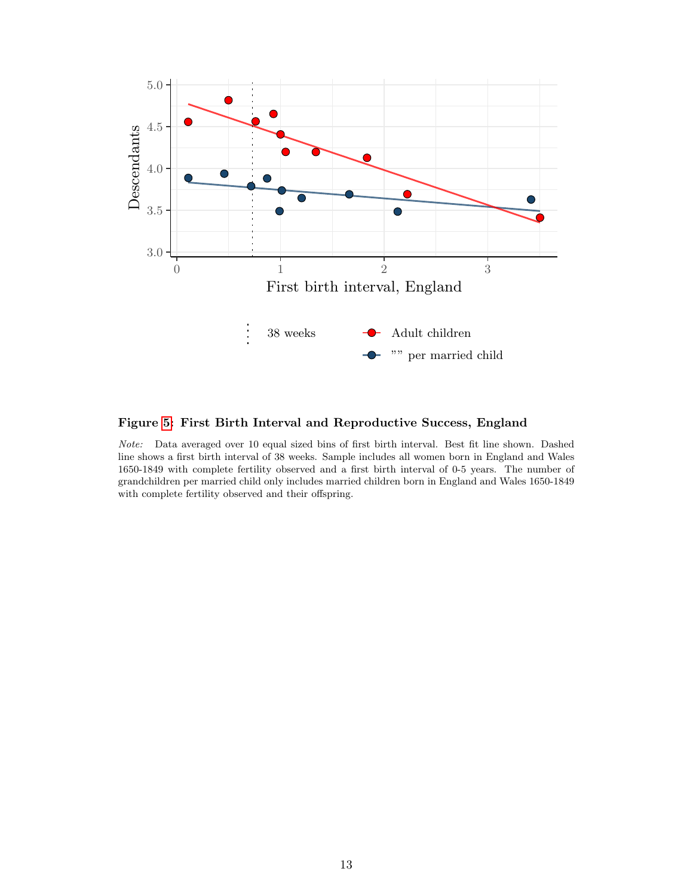**Figure 5: First Birth Interval and Reproductive Success, England**

*Note:* Data averaged over 10 equal sized bins of first birth interval. Best fit line shown. Dashed line shows a first birth interval of 38 weeks. Sample includes all women born in England and Wales 1650-1849 with complete fertility observed and a first birth interval of 0-5 years. The number of grandchildren per married child only includes married children born in England and Wales 1650-1849 with complete fertility observed and their offspring.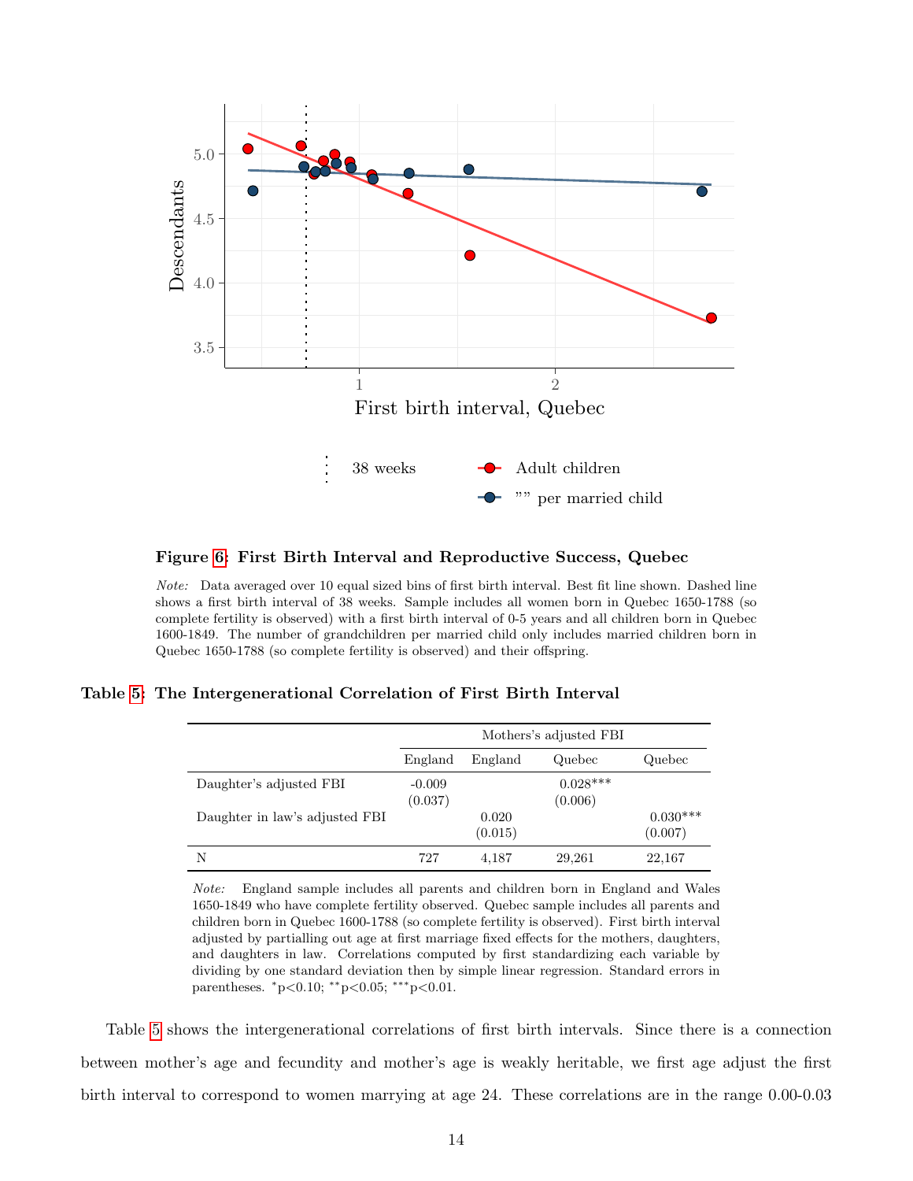**Figure 6: First Birth Interval and Reproductive Success, Quebec**

*Note:* Data averaged over 10 equal sized bins of first birth interval. Best fit line shown. Dashed line shows a first birth interval of 38 weeks. Sample includes all women born in Quebec 1650-1788 (so complete fertility is observed) with a first birth interval of 0-5 years and all children born in Quebec 1600-1849. The number of grandchildren per married child only includes married children born in Quebec 1650-1788 (so complete fertility is observed) and their offspring.

**Table 5: The Intergenerational Correlation of First Birth Interval**

| | Mothers's adjusted FBI | | | |
|---|---|---|---|---|
| | England | England | Quebec | Quebec |
| Daughter's adjusted FBI | -0.009 (0.037) | | 0.028*** (0.006) | |
| Daughter in law's adjusted FBI | | 0.020 (0.015) | | 0.030*** (0.007) |
| N | 727 | 4,187 | 29,261 | 22,167 |

*Note:* England sample includes all parents and children born in England and Wales 1650-1849 who have complete fertility observed. Quebec sample includes all parents and children born in Quebec 1600-1788 (so complete fertility is observed). First birth interval adjusted by partialling out age at first marriage fixed effects for the mothers, daughters, and daughters in law. Correlations computed by first standardizing each variable by dividing by one standard deviation then by simple linear regression. Standard errors in parentheses. *p<0.10; **p<0.05; ***p<0.01.

Table 5 shows the intergenerational correlations of first birth intervals. Since there is a connection between mother's age and fecundity and mother's age is weakly heritable, we first age adjust the first birth interval to correspond to women marrying at age 24. These correlations are in the range 0.00-0.03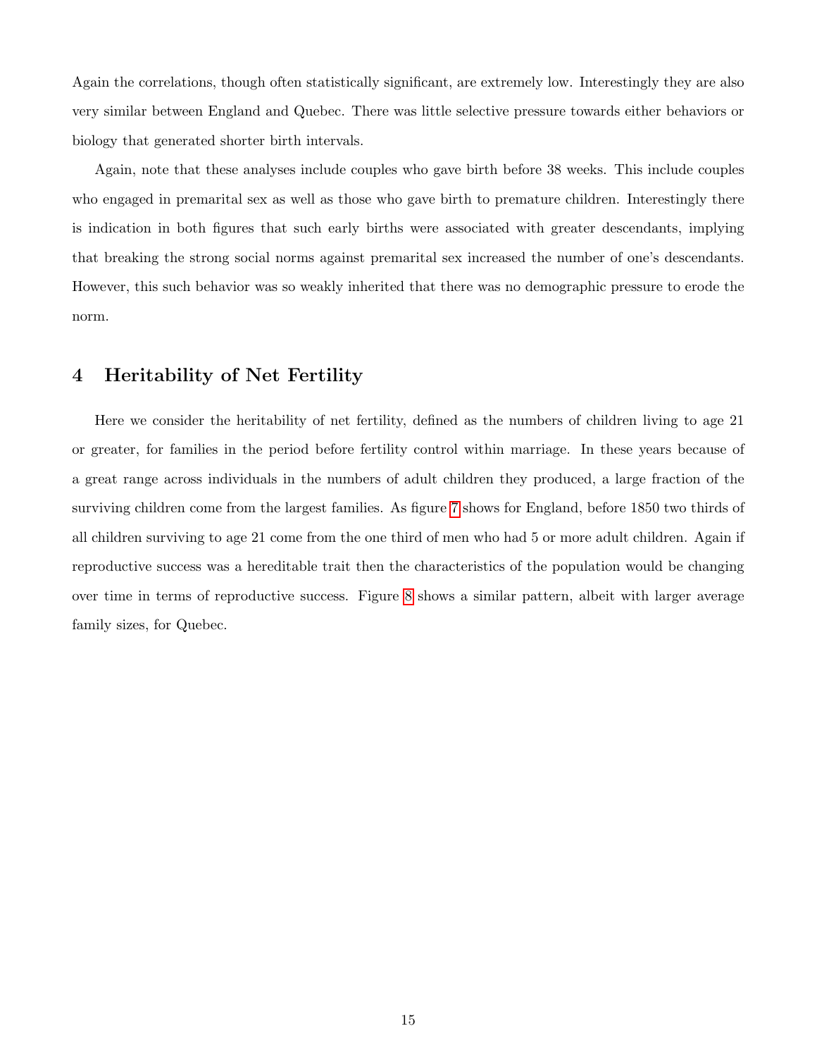Again the correlations, though often statistically significant, are extremely low. Interestingly they are also very similar between England and Quebec. There was little selective pressure towards either behaviors or biology that generated shorter birth intervals.

Again, note that these analyses include couples who gave birth before 38 weeks. This include couples who engaged in premarital sex as well as those who gave birth to premature children. Interestingly there is indication in both figures that such early births were associated with greater descendants, implying that breaking the strong social norms against premarital sex increased the number of one's descendants. However, this such behavior was so weakly inherited that there was no demographic pressure to erode the norm.

## 4 Heritability of Net Fertility

Here we consider the heritability of net fertility, defined as the numbers of children living to age 21 or greater, for families in the period before fertility control within marriage. In these years because of a great range across individuals in the numbers of adult children they produced, a large fraction of the surviving children come from the largest families. As figure 7 shows for England, before 1850 two thirds of all children surviving to age 21 come from the one third of men who had 5 or more adult children. Again if reproductive success was a hereditable trait then the characteristics of the population would be changing over time in terms of reproductive success. Figure 8 shows a similar pattern, albeit with larger average family sizes, for Quebec.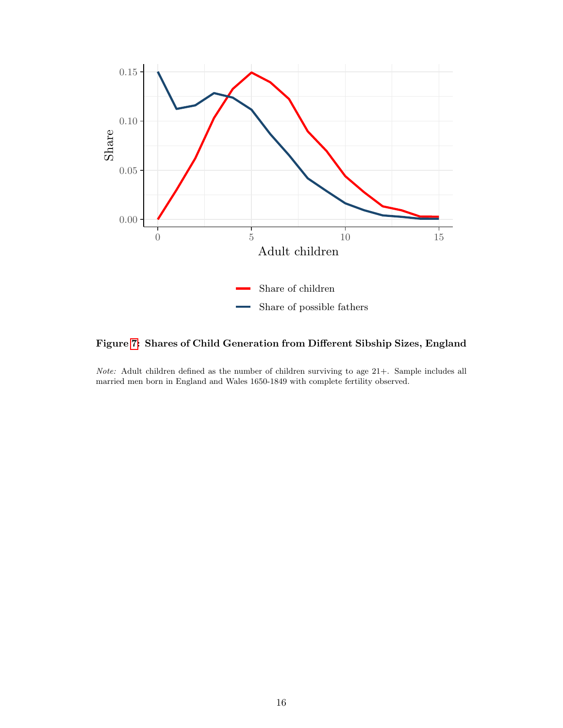**Figure 7: Shares of Child Generation from Different Sibship Sizes, England**

*Note:* Adult children defined as the number of children surviving to age 21+. Sample includes all married men born in England and Wales 1650-1849 with complete fertility observed.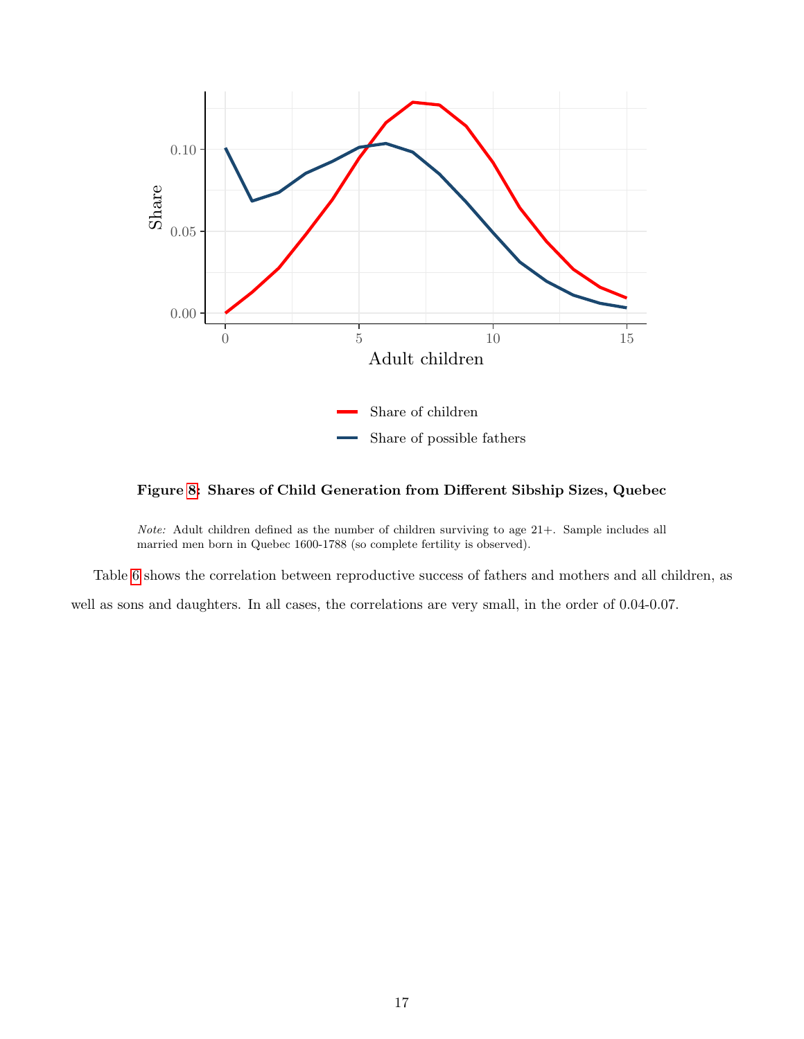**Figure 8: Shares of Child Generation from Different Sibship Sizes, Quebec**

*Note:* Adult children defined as the number of children surviving to age 21+. Sample includes all married men born in Quebec 1600-1788 (so complete fertility is observed).

Table 6 shows the correlation between reproductive success of fathers and mothers and all children, as well as sons and daughters. In all cases, the correlations are very small, in the order of 0.04-0.07.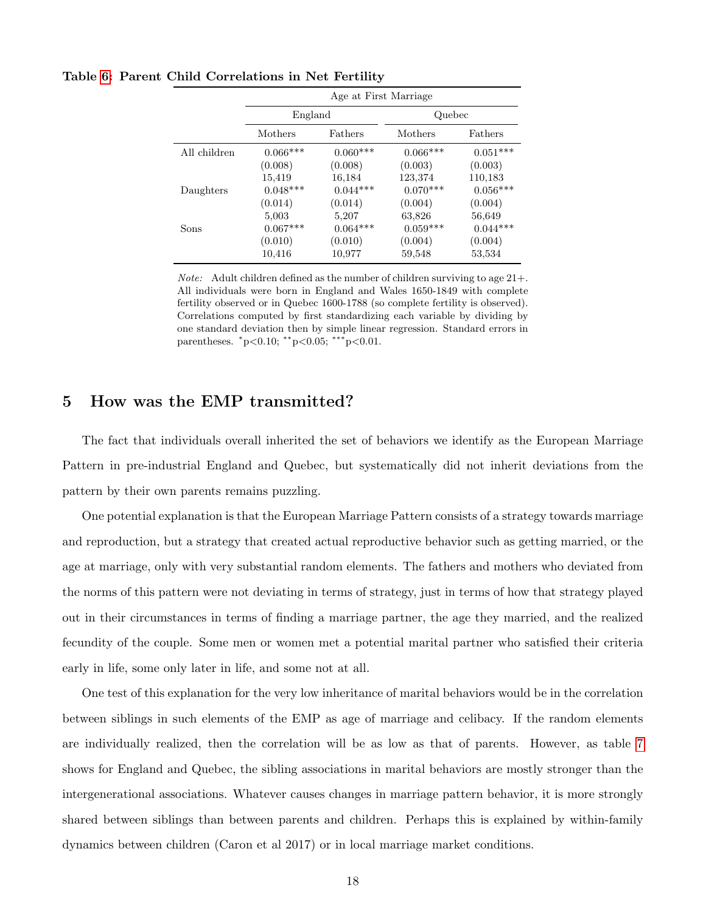**Table 6: Parent Child Correlations in Net Fertility**

| | Age at First Marriage | | | |
|---|---|---|---|---|
| | England | | Quebec | |
| | Mothers | Fathers | Mothers | Fathers |
| All children | 0.066*** | 0.060*** | 0.066*** | 0.051*** |
| | (0.008) | (0.008) | (0.003) | (0.003) |
| | 15,419 | 16,184 | 123,374 | 110,183 |
| Daughters | 0.048*** | 0.044*** | 0.070*** | 0.056*** |
| | (0.014) | (0.014) | (0.004) | (0.004) |
| | 5,003 | 5,207 | 63,826 | 56,649 |
| Sons | 0.067*** | 0.064*** | 0.059*** | 0.044*** |
| | (0.010) | (0.010) | (0.004) | (0.004) |
| | 10,416 | 10,977 | 59,548 | 53,534 |

*Note:* Adult children defined as the number of children surviving to age 21+. All individuals were born in England and Wales 1650-1849 with complete fertility observed or in Quebec 1600-1788 (so complete fertility is observed). Correlations computed by first standardizing each variable by dividing by one standard deviation then by simple linear regression. Standard errors in parentheses. *p<0.10; **p<0.05; ***p<0.01.

## 5 How was the EMP transmitted?

The fact that individuals overall inherited the set of behaviors we identify as the European Marriage Pattern in pre-industrial England and Quebec, but systematically did not inherit deviations from the pattern by their own parents remains puzzling.

One potential explanation is that the European Marriage Pattern consists of a strategy towards marriage and reproduction, but a strategy that created actual reproductive behavior such as getting married, or the age at marriage, only with very substantial random elements. The fathers and mothers who deviated from the norms of this pattern were not deviating in terms of strategy, just in terms of how that strategy played out in their circumstances in terms of finding a marriage partner, the age they married, and the realized fecundity of the couple. Some men or women met a potential marital partner who satisfied their criteria early in life, some only later in life, and some not at all.

One test of this explanation for the very low inheritance of marital behaviors would be in the correlation between siblings in such elements of the EMP as age of marriage and celibacy. If the random elements are individually realized, then the correlation will be as low as that of parents. However, as table 7 shows for England and Quebec, the sibling associations in marital behaviors are mostly stronger than the intergenerational associations. Whatever causes changes in marriage pattern behavior, it is more strongly shared between siblings than between parents and children. Perhaps this is explained by within-family dynamics between children (Caron et al 2017) or in local marriage market conditions.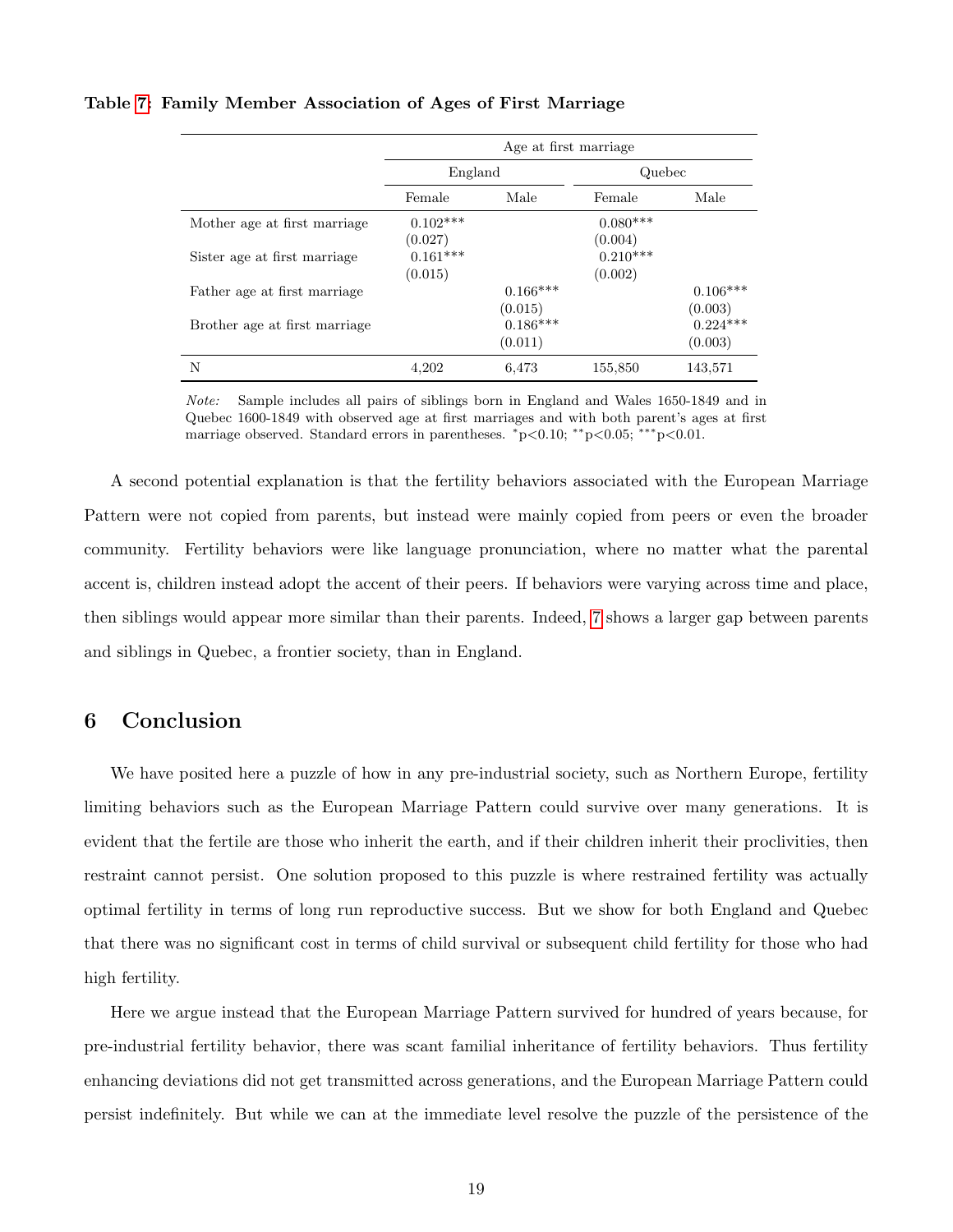**Table 7: Family Member Association of Ages of First Marriage**

| | Age at first marriage | | | |
|---|---|---|---|---|
| | England | | Quebec | |
| | Female | Male | Female | Male |
| Mother age at first marriage | 0.102*** | | 0.080*** | |
| | (0.027) | | (0.004) | |
| Sister age at first marriage | 0.161*** | | 0.210*** | |
| | (0.015) | | (0.002) | |
| Father age at first marriage | | 0.166*** | | 0.106*** |
| | | (0.015) | | (0.003) |
| Brother age at first marriage | | 0.186*** | | 0.224*** |
| | | (0.011) | | (0.003) |
| N | 4,202 | 6,473 | 155,850 | 143,571 |

*Note:* Sample includes all pairs of siblings born in England and Wales 1650-1849 and in Quebec 1600-1849 with observed age at first marriages and with both parent's ages at first marriage observed. Standard errors in parentheses. *p<0.10; **p<0.05; ***p<0.01.

A second potential explanation is that the fertility behaviors associated with the European Marriage Pattern were not copied from parents, but instead were mainly copied from peers or even the broader community. Fertility behaviors were like language pronunciation, where no matter what the parental accent is, children instead adopt the accent of their peers. If behaviors were varying across time and place, then siblings would appear more similar than their parents. Indeed, 7 shows a larger gap between parents and siblings in Quebec, a frontier society, than in England.

## 6 Conclusion

We have posited here a puzzle of how in any pre-industrial society, such as Northern Europe, fertility limiting behaviors such as the European Marriage Pattern could survive over many generations. It is evident that the fertile are those who inherit the earth, and if their children inherit their proclivities, then restraint cannot persist. One solution proposed to this puzzle is where restrained fertility was actually optimal fertility in terms of long run reproductive success. But we show for both England and Quebec that there was no significant cost in terms of child survival or subsequent child fertility for those who had high fertility.

Here we argue instead that the European Marriage Pattern survived for hundred of years because, for pre-industrial fertility behavior, there was scant familial inheritance of fertility behaviors. Thus fertility enhancing deviations did not get transmitted across generations, and the European Marriage Pattern could persist indefinitely. But while we can at the immediate level resolve the puzzle of the persistence of the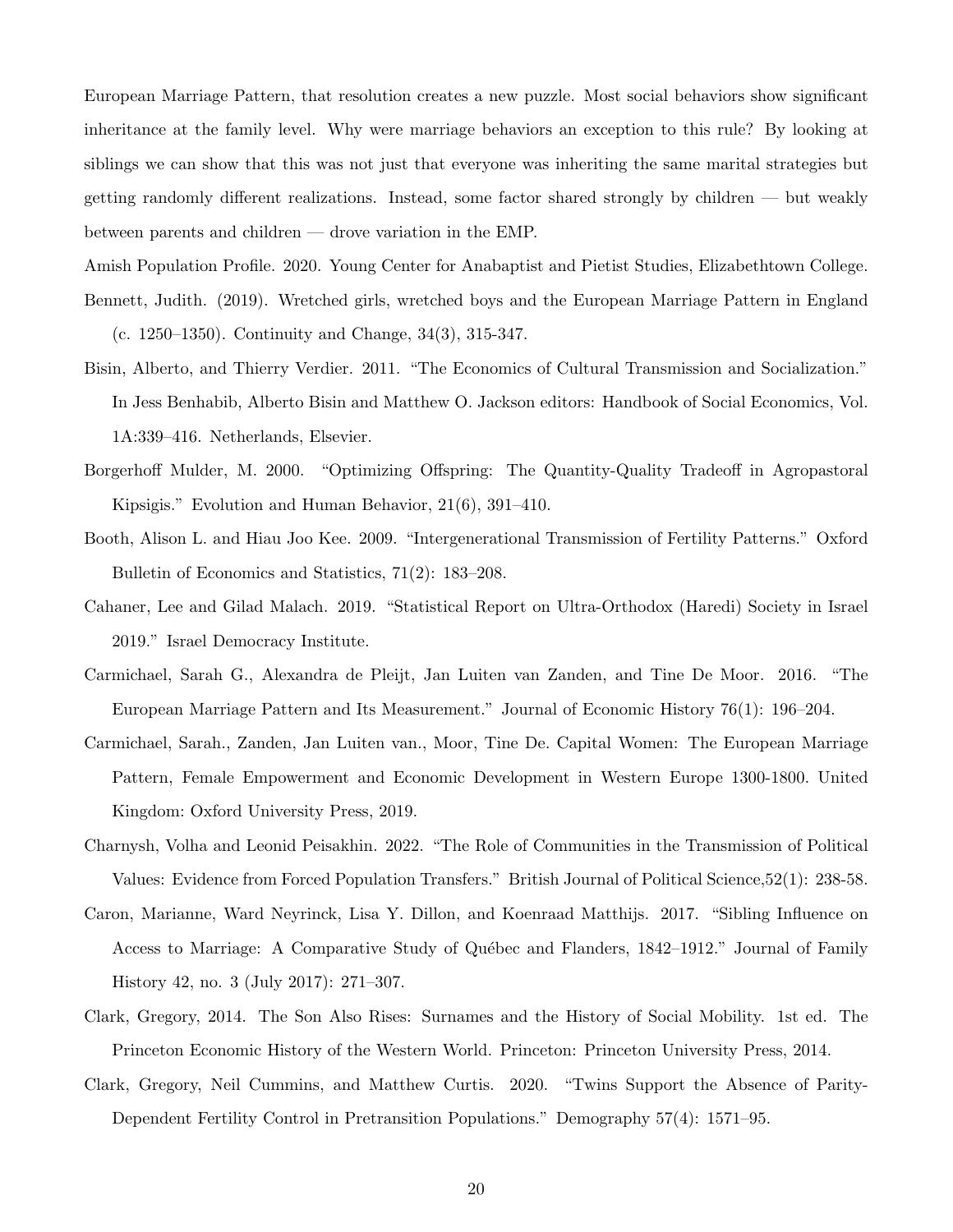European Marriage Pattern, that resolution creates a new puzzle. Most social behaviors show significant inheritance at the family level. Why were marriage behaviors an exception to this rule? By looking at siblings we can show that this was not just that everyone was inheriting the same marital strategies but getting randomly different realizations. Instead, some factor shared strongly by children — but weakly between parents and children — drove variation in the EMP.

Amish Population Profile. 2020. Young Center for Anabaptist and Pietist Studies, Elizabethtown College.

Bennett, Judith. (2019). Wretched girls, wretched boys and the European Marriage Pattern in England (c. 1250–1350). Continuity and Change, 34(3), 315-347.

Bisin, Alberto, and Thierry Verdier. 2011. "The Economics of Cultural Transmission and Socialization." In Jess Benhabib, Alberto Bisin and Matthew O. Jackson editors: Handbook of Social Economics, Vol. 1A:339–416. Netherlands, Elsevier.

Borgerhoff Mulder, M. 2000. "Optimizing Offspring: The Quantity-Quality Tradeoff in Agropastoral Kipsigis." Evolution and Human Behavior, 21(6), 391–410.

Booth, Alison L. and Hiau Joo Kee. 2009. "Intergenerational Transmission of Fertility Patterns." Oxford Bulletin of Economics and Statistics, 71(2): 183–208.

Cahaner, Lee and Gilad Malach. 2019. "Statistical Report on Ultra-Orthodox (Haredi) Society in Israel 2019." Israel Democracy Institute.

Carmichael, Sarah G., Alexandra de Pleijt, Jan Luiten van Zanden, and Tine De Moor. 2016. "The European Marriage Pattern and Its Measurement." Journal of Economic History 76(1): 196–204.

Carmichael, Sarah., Zanden, Jan Luiten van., Moor, Tine De. Capital Women: The European Marriage Pattern, Female Empowerment and Economic Development in Western Europe 1300-1800. United Kingdom: Oxford University Press, 2019.

Charnysh, Volha and Leonid Peisakhin. 2022. "The Role of Communities in the Transmission of Political Values: Evidence from Forced Population Transfers." British Journal of Political Science,52(1): 238-58.

Caron, Marianne, Ward Neyrinck, Lisa Y. Dillon, and Koenraad Matthijs. 2017. "Sibling Influence on Access to Marriage: A Comparative Study of Québec and Flanders, 1842–1912." Journal of Family History 42, no. 3 (July 2017): 271–307.

Clark, Gregory, 2014. The Son Also Rises: Surnames and the History of Social Mobility. 1st ed. The Princeton Economic History of the Western World. Princeton: Princeton University Press, 2014.

Clark, Gregory, Neil Cummins, and Matthew Curtis. 2020. "Twins Support the Absence of Parity-Dependent Fertility Control in Pretransition Populations." Demography 57(4): 1571–95.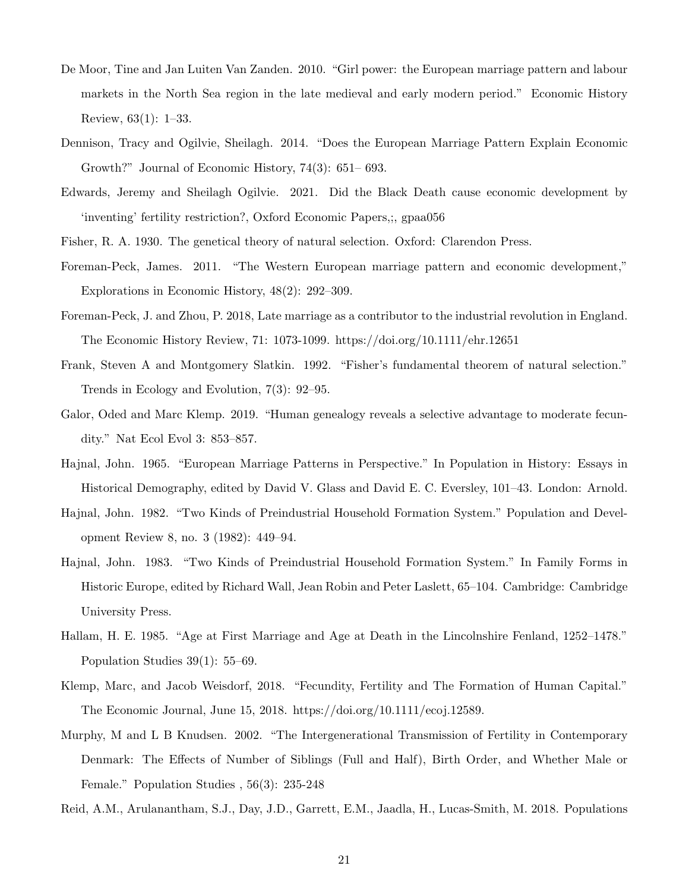De Moor, Tine and Jan Luiten Van Zanden. 2010. "Girl power: the European marriage pattern and labour markets in the North Sea region in the late medieval and early modern period." Economic History Review, 63(1): 1–33.

Dennison, Tracy and Ogilvie, Sheilagh. 2014. "Does the European Marriage Pattern Explain Economic Growth?" Journal of Economic History, 74(3): 651– 693.

Edwards, Jeremy and Sheilagh Ogilvie. 2021. Did the Black Death cause economic development by 'inventing' fertility restriction?, Oxford Economic Papers,;, gpaa056

Fisher, R. A. 1930. The genetical theory of natural selection. Oxford: Clarendon Press.

Foreman-Peck, James. 2011. "The Western European marriage pattern and economic development," Explorations in Economic History, 48(2): 292–309.

Foreman-Peck, J. and Zhou, P. 2018, Late marriage as a contributor to the industrial revolution in England. The Economic History Review, 71: 1073-1099. https://doi.org/10.1111/ehr.12651

Frank, Steven A and Montgomery Slatkin. 1992. "Fisher's fundamental theorem of natural selection." Trends in Ecology and Evolution, 7(3): 92–95.

Galor, Oded and Marc Klemp. 2019. "Human genealogy reveals a selective advantage to moderate fecundity." Nat Ecol Evol 3: 853–857.

Hajnal, John. 1965. "European Marriage Patterns in Perspective." In Population in History: Essays in Historical Demography, edited by David V. Glass and David E. C. Eversley, 101–43. London: Arnold.

Hajnal, John. 1982. "Two Kinds of Preindustrial Household Formation System." Population and Development Review 8, no. 3 (1982): 449–94.

Hajnal, John. 1983. "Two Kinds of Preindustrial Household Formation System." In Family Forms in Historic Europe, edited by Richard Wall, Jean Robin and Peter Laslett, 65–104. Cambridge: Cambridge University Press.

Hallam, H. E. 1985. "Age at First Marriage and Age at Death in the Lincolnshire Fenland, 1252–1478." Population Studies 39(1): 55–69.

Klemp, Marc, and Jacob Weisdorf, 2018. "Fecundity, Fertility and The Formation of Human Capital." The Economic Journal, June 15, 2018. https://doi.org/10.1111/ecoj.12589.

Murphy, M and L B Knudsen. 2002. "The Intergenerational Transmission of Fertility in Contemporary Denmark: The Effects of Number of Siblings (Full and Half), Birth Order, and Whether Male or Female." Population Studies , 56(3): 235-248

Reid, A.M., Arulanantham, S.J., Day, J.D., Garrett, E.M., Jaadla, H., Lucas-Smith, M. 2018. Populations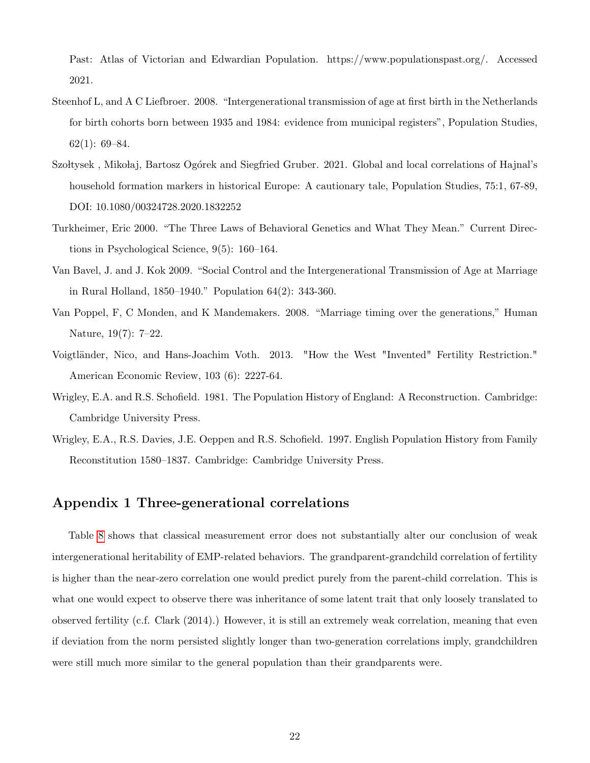Past: Atlas of Victorian and Edwardian Population. https://www.populationspast.org/. Accessed 2021.

Steenhof L, and A C Liefbroer. 2008. "Intergenerational transmission of age at first birth in the Netherlands for birth cohorts born between 1935 and 1984: evidence from municipal registers", Population Studies, 62(1): 69–84.

Szołtysek , Mikołaj, Bartosz Ogórek and Siegfried Gruber. 2021. Global and local correlations of Hajnal's household formation markers in historical Europe: A cautionary tale, Population Studies, 75:1, 67-89, DOI: 10.1080/00324728.2020.1832252

Turkheimer, Eric 2000. "The Three Laws of Behavioral Genetics and What They Mean." Current Directions in Psychological Science, 9(5): 160–164.

Van Bavel, J. and J. Kok 2009. "Social Control and the Intergenerational Transmission of Age at Marriage in Rural Holland, 1850–1940." Population 64(2): 343-360.

Van Poppel, F, C Monden, and K Mandemakers. 2008. "Marriage timing over the generations," Human Nature, 19(7): 7–22.

Voigtländer, Nico, and Hans-Joachim Voth. 2013. "How the West "Invented" Fertility Restriction." American Economic Review, 103 (6): 2227-64.

Wrigley, E.A. and R.S. Schofield. 1981. The Population History of England: A Reconstruction. Cambridge: Cambridge University Press.

Wrigley, E.A., R.S. Davies, J.E. Oeppen and R.S. Schofield. 1997. English Population History from Family Reconstitution 1580–1837. Cambridge: Cambridge University Press.

## Appendix 1 Three-generational correlations

Table 8 shows that classical measurement error does not substantially alter our conclusion of weak intergenerational heritability of EMP-related behaviors. The grandparent-grandchild correlation of fertility is higher than the near-zero correlation one would predict purely from the parent-child correlation. This is what one would expect to observe there was inheritance of some latent trait that only loosely translated to observed fertility (c.f. Clark (2014).) However, it is still an extremely weak correlation, meaning that even if deviation from the norm persisted slightly longer than two-generation correlations imply, grandchildren were still much more similar to the general population than their grandparents were.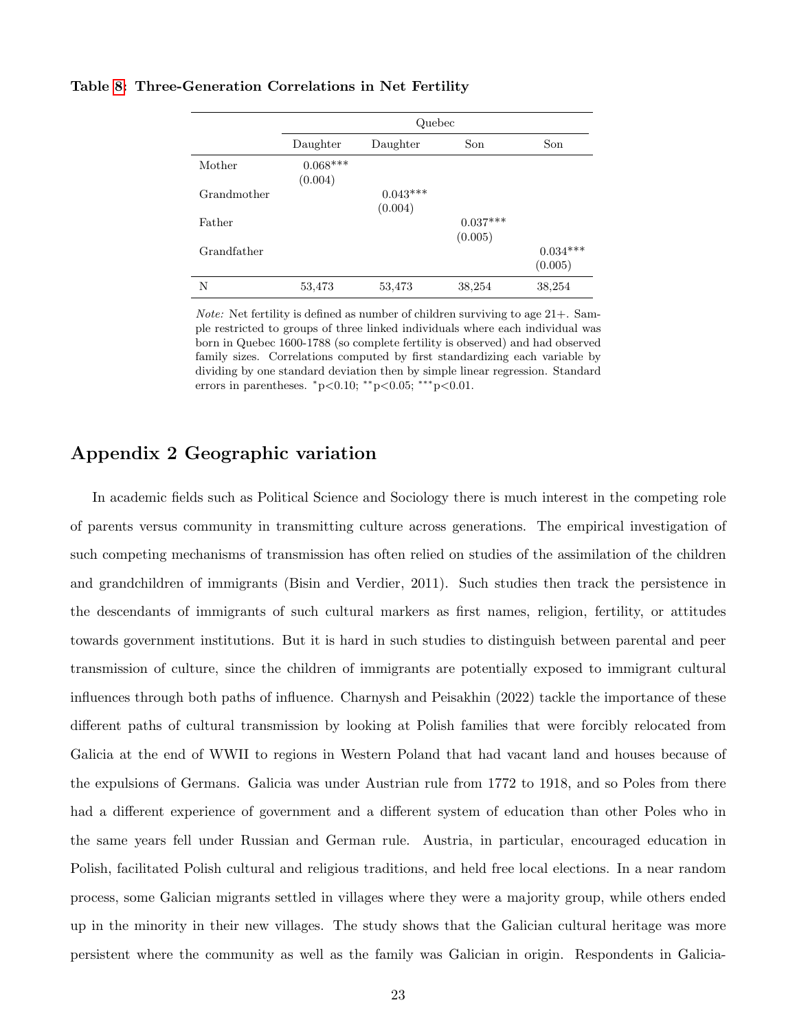**Table 8: Three-Generation Correlations in Net Fertility**

| | Quebec | | | |
|---|---|---|---|---|
| | Daughter | Daughter | Son | Son |
| Mother | 0.068*** (0.004) | | | |
| Grandmother | | 0.043*** (0.004) | | |
| Father | | | 0.037*** (0.005) | |
| Grandfather | | | | 0.034*** (0.005) |
| N | 53,473 | 53,473 | 38,254 | 38,254 |

*Note:* Net fertility is defined as number of children surviving to age 21+. Sample restricted to groups of three linked individuals where each individual was born in Quebec 1600-1788 (so complete fertility is observed) and had observed family sizes. Correlations computed by first standardizing each variable by dividing by one standard deviation then by simple linear regression. Standard errors in parentheses. *p<0.10; **p<0.05; ***p<0.01.

## Appendix 2 Geographic variation

In academic fields such as Political Science and Sociology there is much interest in the competing role of parents versus community in transmitting culture across generations. The empirical investigation of such competing mechanisms of transmission has often relied on studies of the assimilation of the children and grandchildren of immigrants (Bisin and Verdier, 2011). Such studies then track the persistence in the descendants of immigrants of such cultural markers as first names, religion, fertility, or attitudes towards government institutions. But it is hard in such studies to distinguish between parental and peer transmission of culture, since the children of immigrants are potentially exposed to immigrant cultural influences through both paths of influence. Charnysh and Peisakhin (2022) tackle the importance of these different paths of cultural transmission by looking at Polish families that were forcibly relocated from Galicia at the end of WWII to regions in Western Poland that had vacant land and houses because of the expulsions of Germans. Galicia was under Austrian rule from 1772 to 1918, and so Poles from there had a different experience of government and a different system of education than other Poles who in the same years fell under Russian and German rule. Austria, in particular, encouraged education in Polish, facilitated Polish cultural and religious traditions, and held free local elections. In a near random process, some Galician migrants settled in villages where they were a majority group, while others ended up in the minority in their new villages. The study shows that the Galician cultural heritage was more persistent where the community as well as the family was Galician in origin. Respondents in Galicia-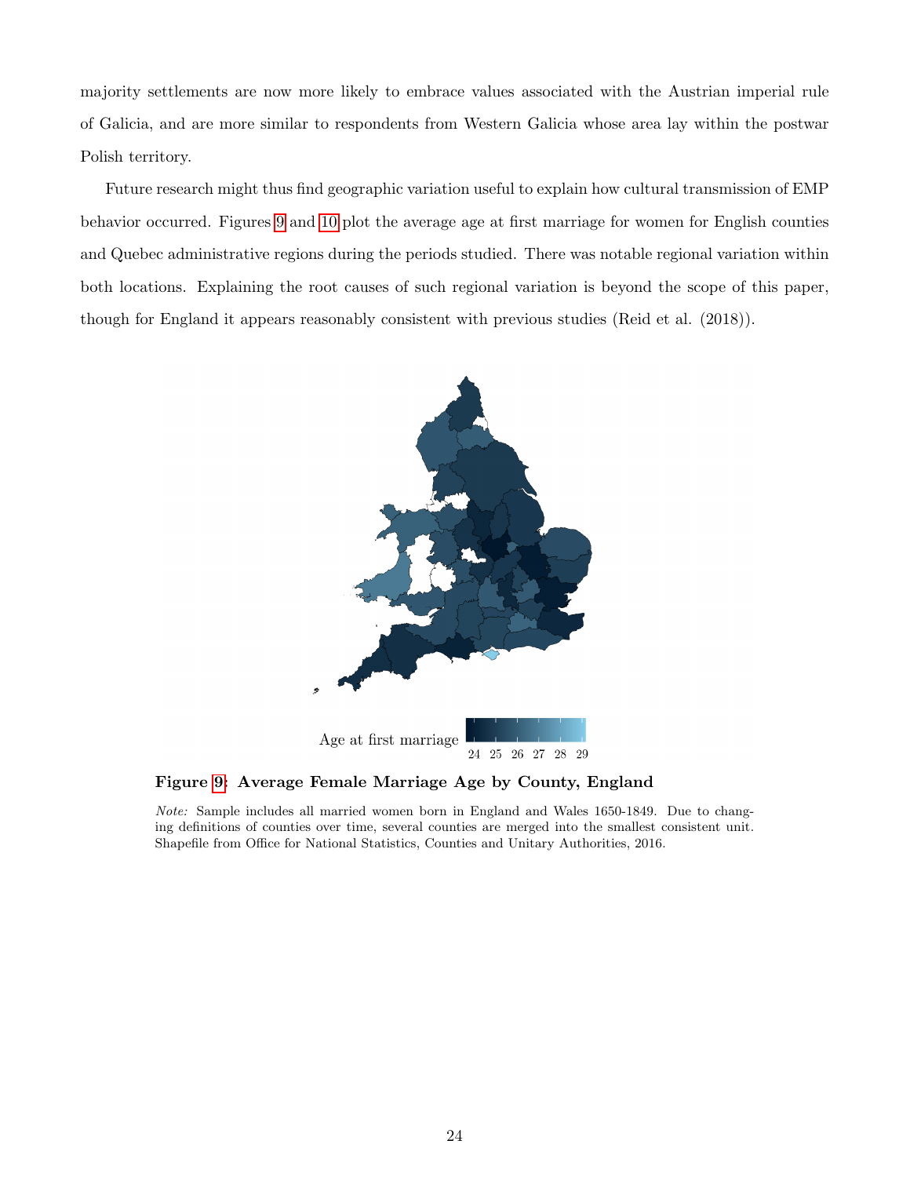majority settlements are now more likely to embrace values associated with the Austrian imperial rule of Galicia, and are more similar to respondents from Western Galicia whose area lay within the postwar Polish territory.

Future research might thus find geographic variation useful to explain how cultural transmission of EMP behavior occurred. Figures 9 and 10 plot the average age at first marriage for women for English counties and Quebec administrative regions during the periods studied. There was notable regional variation within both locations. Explaining the root causes of such regional variation is beyond the scope of this paper, though for England it appears reasonably consistent with previous studies (Reid et al. (2018)).

**Figure 9: Average Female Marriage Age by County, England**

*Note:* Sample includes all married women born in England and Wales 1650-1849. Due to changing definitions of counties over time, several counties are merged into the smallest consistent unit. Shapefile from Office for National Statistics, Counties and Unitary Authorities, 2016.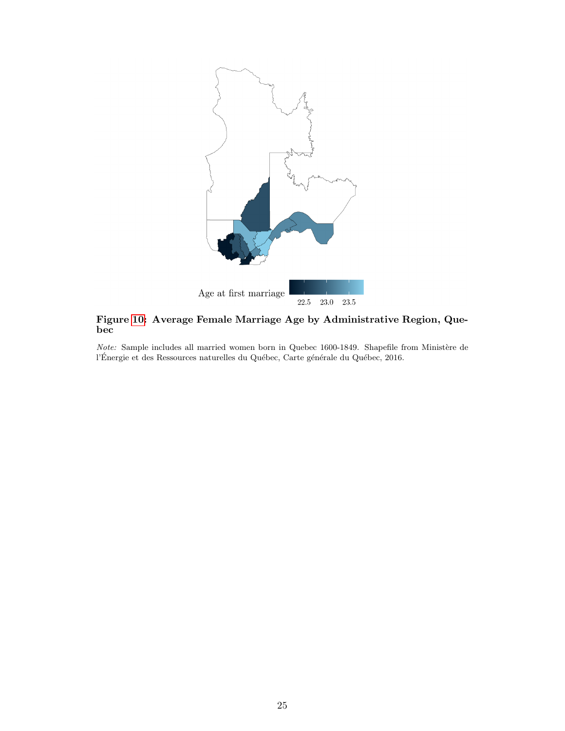Age at first marriage

22.5 23.0 23.5

**Figure 10: Average Female Marriage Age by Administrative Region, Quebec**

*Note:* Sample includes all married women born in Quebec 1600-1849. Shapefile from Ministère de l'Énergie et des Ressources naturelles du Québec, Carte générale du Québec, 2016.